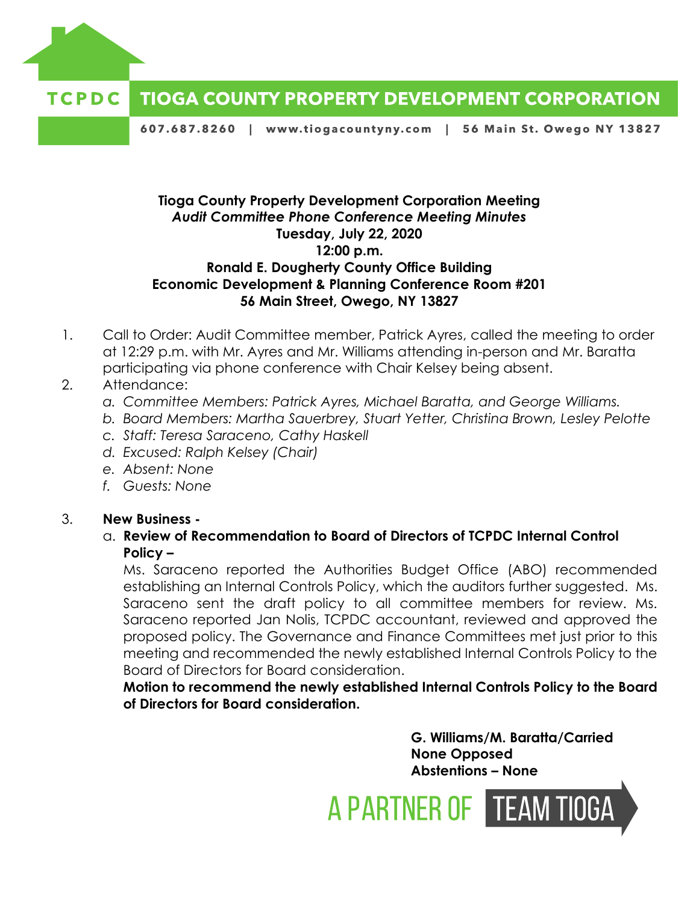# TCPDC TIOGA COUNTY PROPERTY DEVELOPMENT CORPORATION

607.687.8260 | www.tiogacountyny.com | 56 Main St. Owego NY 13827

**Tioga County Property Development Corporation Meeting**
***Audit Committee Phone Conference Meeting Minutes***
**Tuesday, July 22, 2020**
**12:00 p.m.**
**Ronald E. Dougherty County Office Building**
**Economic Development & Planning Conference Room #201**
**56 Main Street, Owego, NY 13827**

1. Call to Order: Audit Committee member, Patrick Ayres, called the meeting to order at 12:29 p.m. with Mr. Ayres and Mr. Williams attending in-person and Mr. Baratta participating via phone conference with Chair Kelsey being absent.
2. Attendance:
   a. *Committee Members: Patrick Ayres, Michael Baratta, and George Williams.*
   b. *Board Members: Martha Sauerbrey, Stuart Yetter, Christina Brown, Lesley Pelotte*
   c. *Staff: Teresa Saraceno, Cathy Haskell*
   d. *Excused: Ralph Kelsey (Chair)*
   e. *Absent: None*
   f. *Guests: None*
3. **New Business -**
   a. **Review of Recommendation to Board of Directors of TCPDC Internal Control Policy –**

      Ms. Saraceno reported the Authorities Budget Office (ABO) recommended establishing an Internal Controls Policy, which the auditors further suggested. Ms. Saraceno sent the draft policy to all committee members for review. Ms. Saraceno reported Jan Nolis, TCPDC accountant, reviewed and approved the proposed policy. The Governance and Finance Committees met just prior to this meeting and recommended the newly established Internal Controls Policy to the Board of Directors for Board consideration.

      **Motion to recommend the newly established Internal Controls Policy to the Board of Directors for Board consideration.**

      **G. Williams/M. Baratta/Carried**
      **None Opposed**
      **Abstentions – None**

A PARTNER OF TEAM TIOGA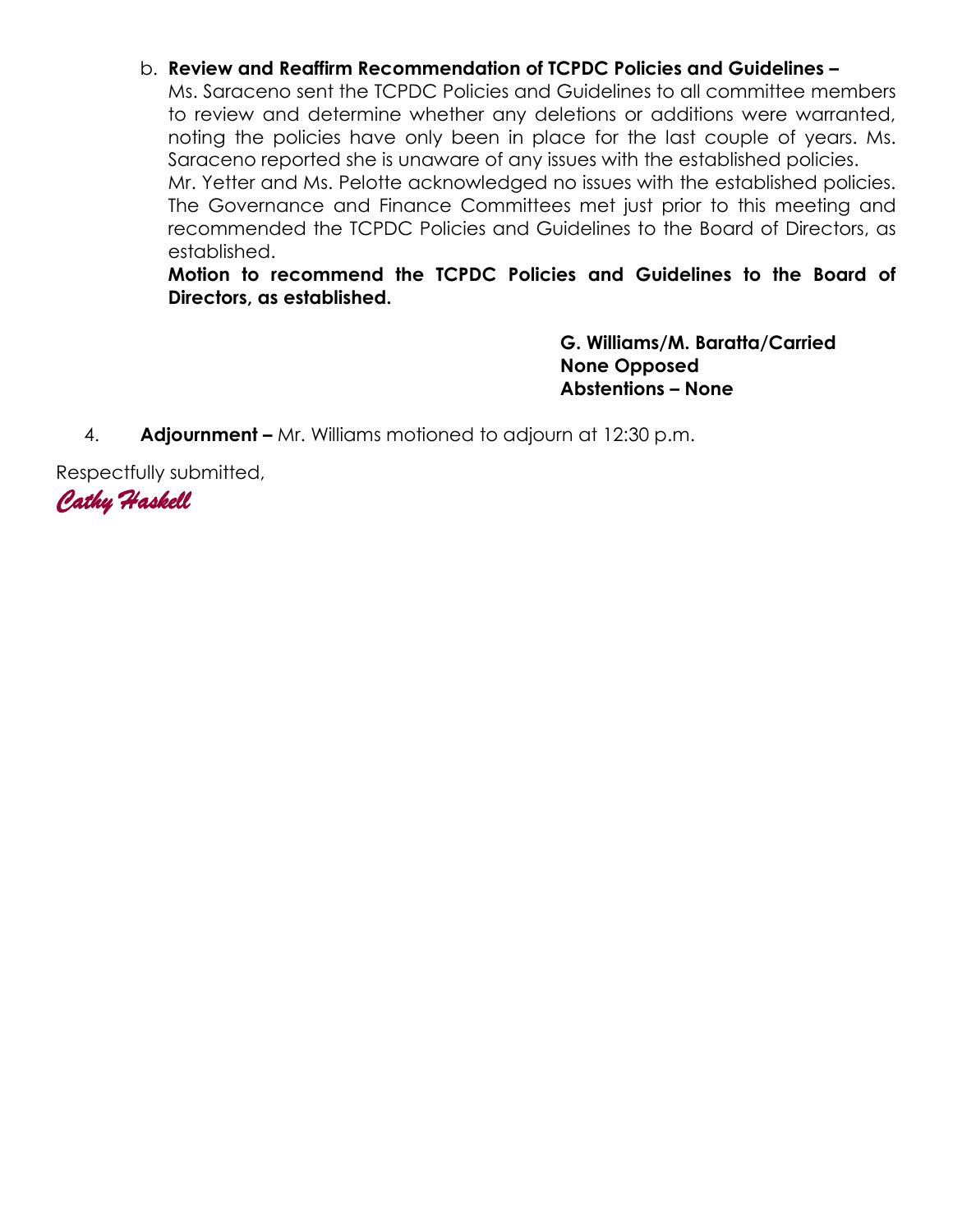b. **Review and Reaffirm Recommendation of TCPDC Policies and Guidelines –**

Ms. Saraceno sent the TCPDC Policies and Guidelines to all committee members to review and determine whether any deletions or additions were warranted, noting the policies have only been in place for the last couple of years. Ms. Saraceno reported she is unaware of any issues with the established policies.

Mr. Yetter and Ms. Pelotte acknowledged no issues with the established policies. The Governance and Finance Committees met just prior to this meeting and recommended the TCPDC Policies and Guidelines to the Board of Directors, as established.

**Motion to recommend the TCPDC Policies and Guidelines to the Board of Directors, as established.**

**G. Williams/M. Baratta/Carried**
**None Opposed**
**Abstentions – None**

4. **Adjournment –** Mr. Williams motioned to adjourn at 12:30 p.m.

Respectfully submitted,

*Cathy Haskell*